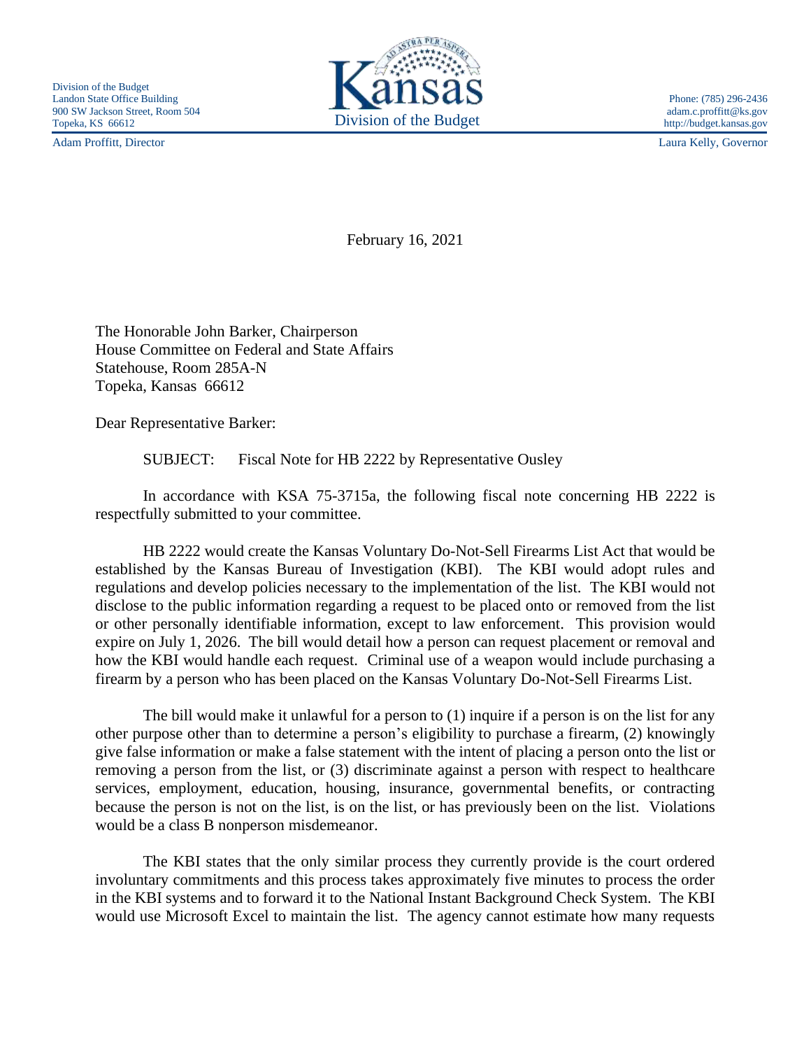Division of the Budget
Landon State Office Building
900 SW Jackson Street, Room 504
Topeka, KS 66612

Kansas
Division of the Budget

Phone: (785) 296-2436
adam.c.proffitt@ks.gov
http://budget.kansas.gov

Adam Proffitt, Director

Laura Kelly, Governor

February 16, 2021

The Honorable John Barker, Chairperson
House Committee on Federal and State Affairs
Statehouse, Room 285A-N
Topeka, Kansas 66612

Dear Representative Barker:

SUBJECT: Fiscal Note for HB 2222 by Representative Ousley

In accordance with KSA 75-3715a, the following fiscal note concerning HB 2222 is respectfully submitted to your committee.

HB 2222 would create the Kansas Voluntary Do-Not-Sell Firearms List Act that would be established by the Kansas Bureau of Investigation (KBI). The KBI would adopt rules and regulations and develop policies necessary to the implementation of the list. The KBI would not disclose to the public information regarding a request to be placed onto or removed from the list or other personally identifiable information, except to law enforcement. This provision would expire on July 1, 2026. The bill would detail how a person can request placement or removal and how the KBI would handle each request. Criminal use of a weapon would include purchasing a firearm by a person who has been placed on the Kansas Voluntary Do-Not-Sell Firearms List.

The bill would make it unlawful for a person to (1) inquire if a person is on the list for any other purpose other than to determine a person's eligibility to purchase a firearm, (2) knowingly give false information or make a false statement with the intent of placing a person onto the list or removing a person from the list, or (3) discriminate against a person with respect to healthcare services, employment, education, housing, insurance, governmental benefits, or contracting because the person is not on the list, is on the list, or has previously been on the list. Violations would be a class B nonperson misdemeanor.

The KBI states that the only similar process they currently provide is the court ordered involuntary commitments and this process takes approximately five minutes to process the order in the KBI systems and to forward it to the National Instant Background Check System. The KBI would use Microsoft Excel to maintain the list. The agency cannot estimate how many requests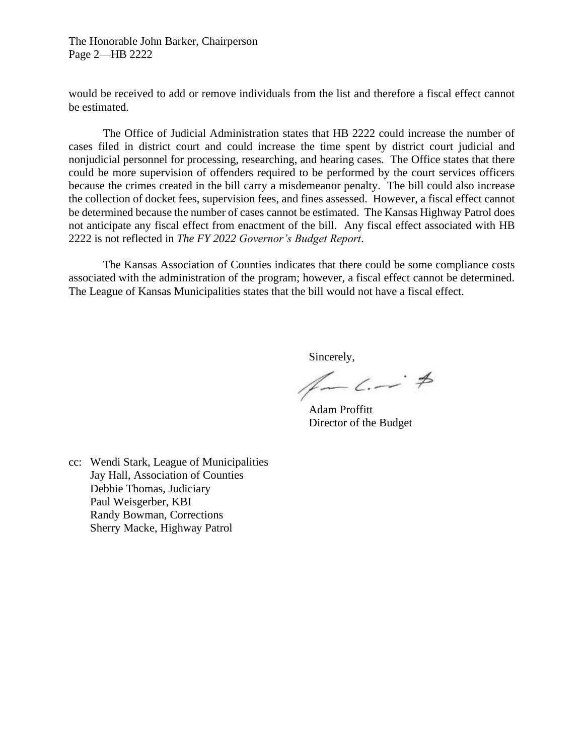would be received to add or remove individuals from the list and therefore a fiscal effect cannot be estimated.

The Office of Judicial Administration states that HB 2222 could increase the number of cases filed in district court and could increase the time spent by district court judicial and nonjudicial personnel for processing, researching, and hearing cases. The Office states that there could be more supervision of offenders required to be performed by the court services officers because the crimes created in the bill carry a misdemeanor penalty. The bill could also increase the collection of docket fees, supervision fees, and fines assessed. However, a fiscal effect cannot be determined because the number of cases cannot be estimated. The Kansas Highway Patrol does not anticipate any fiscal effect from enactment of the bill. Any fiscal effect associated with HB 2222 is not reflected in *The FY 2022 Governor's Budget Report*.

The Kansas Association of Counties indicates that there could be some compliance costs associated with the administration of the program; however, a fiscal effect cannot be determined. The League of Kansas Municipalities states that the bill would not have a fiscal effect.

Sincerely,

Adam Proffitt
Director of the Budget

cc: Wendi Stark, League of Municipalities
Jay Hall, Association of Counties
Debbie Thomas, Judiciary
Paul Weisgerber, KBI
Randy Bowman, Corrections
Sherry Macke, Highway Patrol